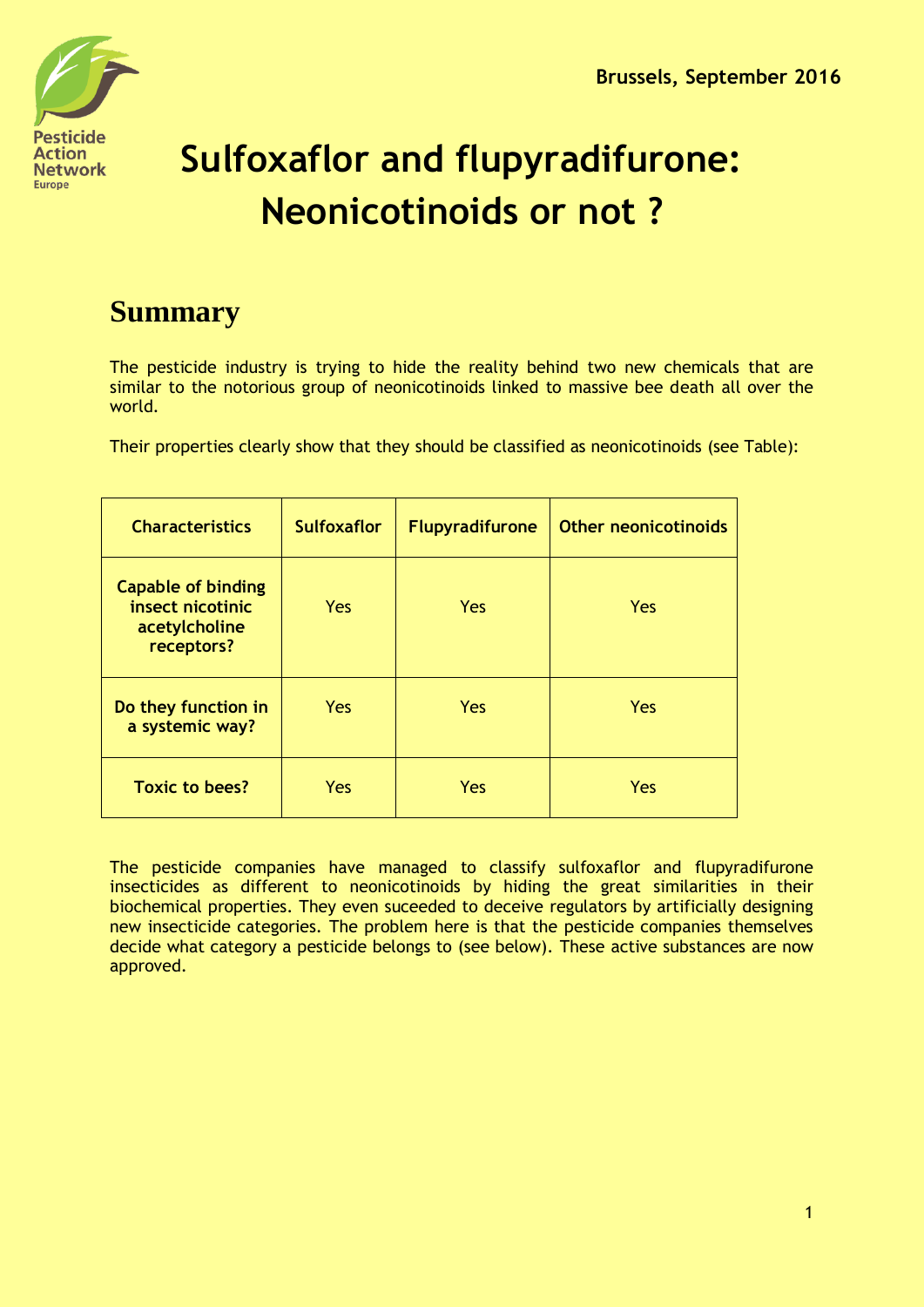Pesticide Action Network Europe

Brussels, September 2016

# Sulfoxaflor and flupyradifurone: Neonicotinoids or not ?

## Summary

The pesticide industry is trying to hide the reality behind two new chemicals that are similar to the notorious group of neonicotinoids linked to massive bee death all over the world.

Their properties clearly show that they should be classified as neonicotinoids (see Table):

| Characteristics | Sulfoxaflor | Flupyradifurone | Other neonicotinoids |
|---|---|---|---|
| **Capable of binding insect nicotinic acetylcholine receptors?** | Yes | Yes | Yes |
| **Do they function in a systemic way?** | Yes | Yes | Yes |
| **Toxic to bees?** | Yes | Yes | Yes |

The pesticide companies have managed to classify sulfoxaflor and flupyradifurone insecticides as different to neonicotinoids by hiding the great similarities in their biochemical properties. They even suceeded to deceive regulators by artificially designing new insecticide categories. The problem here is that the pesticide companies themselves decide what category a pesticide belongs to (see below). These active substances are now approved.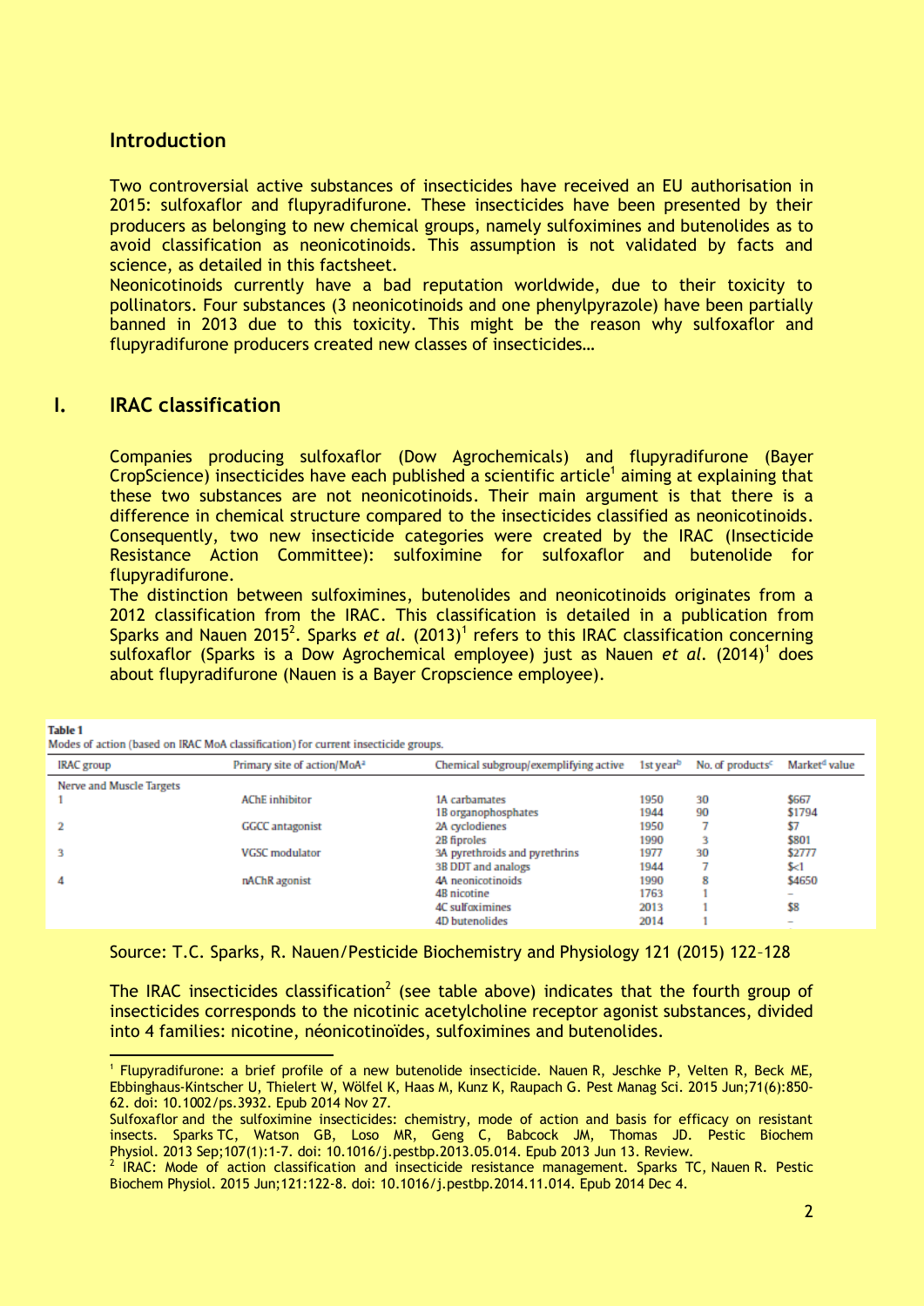## Introduction

Two controversial active substances of insecticides have received an EU authorisation in 2015: sulfoxaflor and flupyradifurone. These insecticides have been presented by their producers as belonging to new chemical groups, namely sulfoximines and butenolides as to avoid classification as neonicotinoids. This assumption is not validated by facts and science, as detailed in this factsheet.

Neonicotinoids currently have a bad reputation worldwide, due to their toxicity to pollinators. Four substances (3 neonicotinoids and one phenylpyrazole) have been partially banned in 2013 due to this toxicity. This might be the reason why sulfoxaflor and flupyradifurone producers created new classes of insecticides…

## I. IRAC classification

Companies producing sulfoxaflor (Dow Agrochemicals) and flupyradifurone (Bayer CropScience) insecticides have each published a scientific article[1] aiming at explaining that these two substances are not neonicotinoids. Their main argument is that there is a difference in chemical structure compared to the insecticides classified as neonicotinoids. Consequently, two new insecticide categories were created by the IRAC (Insecticide Resistance Action Committee): sulfoximine for sulfoxaflor and butenolide for flupyradifurone.

The distinction between sulfoximines, butenolides and neonicotinoids originates from a 2012 classification from the IRAC. This classification is detailed in a publication from Sparks and Nauen 2015[2]. Sparks *et al.* (2013)[1] refers to this IRAC classification concerning sulfoxaflor (Sparks is a Dow Agrochemical employee) just as Nauen *et al.* (2014)[1] does about flupyradifurone (Nauen is a Bayer Cropscience employee).

**Table 1**
Modes of action (based on IRAC MoA classification) for current insecticide groups.

| IRAC group | Primary site of action/MoA[a] | Chemical subgroup/exemplifying active | 1st year[b] | No. of products[c] | Market[d] value |
|---|---|---|---|---|---|
| Nerve and Muscle Targets | | | | | |
| 1 | AChE inhibitor | 1A carbamates | 1950 | 30 | $667 |
| | | 1B organophosphates | 1944 | 90 | $1794 |
| 2 | GGCC antagonist | 2A cyclodienes | 1950 | 7 | $7 |
| | | 2B fiproles | 1990 | 3 | $801 |
| 3 | VGSC modulator | 3A pyrethroids and pyrethrins | 1977 | 30 | $2777 |
| | | 3B DDT and analogs | 1944 | 7 | $<1 |
| 4 | nAChR agonist | 4A neonicotinoids | 1990 | 8 | $4650 |
| | | 4B nicotine | 1763 | 1 | – |
| | | 4C sulfoximines | 2013 | 1 | $8 |
| | | 4D butenolides | 2014 | 1 | – |

Source: T.C. Sparks, R. Nauen/Pesticide Biochemistry and Physiology 121 (2015) 122–128

The IRAC insecticides classification[2] (see table above) indicates that the fourth group of insecticides corresponds to the nicotinic acetylcholine receptor agonist substances, divided into 4 families: nicotine, néonicotinoïdes, sulfoximines and butenolides.

---

[1] Flupyradifurone: a brief profile of a new butenolide insecticide. Nauen R, Jeschke P, Velten R, Beck ME, Ebbinghaus-Kintscher U, Thielert W, Wölfel K, Haas M, Kunz K, Raupach G. Pest Manag Sci. 2015 Jun;71(6):850-62. doi: 10.1002/ps.3932. Epub 2014 Nov 27.
Sulfoxaflor and the sulfoximine insecticides: chemistry, mode of action and basis for efficacy on resistant insects. Sparks TC, Watson GB, Loso MR, Geng C, Babcock JM, Thomas JD. Pestic Biochem Physiol. 2013 Sep;107(1):1-7. doi: 10.1016/j.pestbp.2013.05.014. Epub 2013 Jun 13. Review.

[2] IRAC: Mode of action classification and insecticide resistance management. Sparks TC, Nauen R. Pestic Biochem Physiol. 2015 Jun;121:122-8. doi: 10.1016/j.pestbp.2014.11.014. Epub 2014 Dec 4.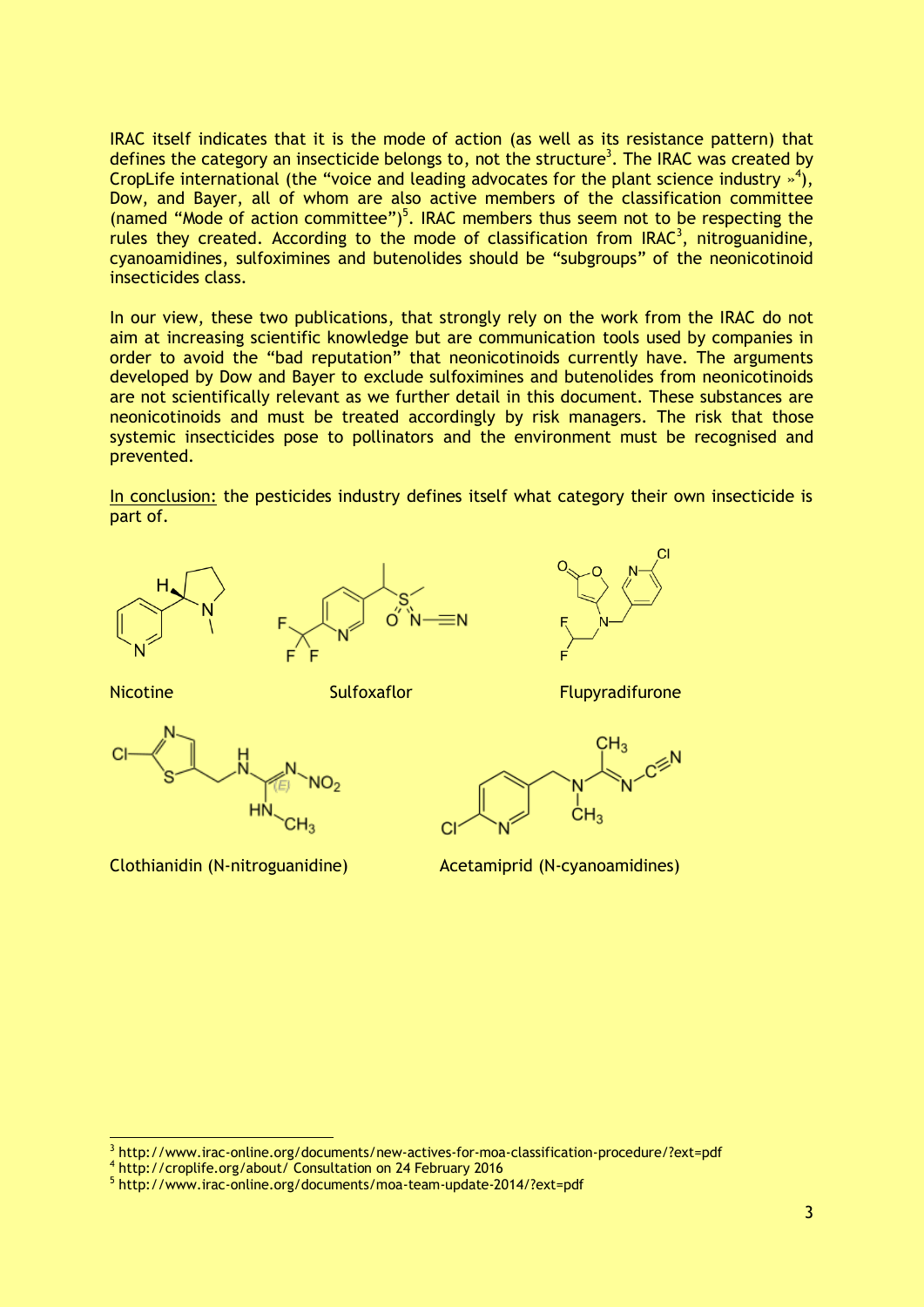IRAC itself indicates that it is the mode of action (as well as its resistance pattern) that defines the category an insecticide belongs to, not the structure[3]. The IRAC was created by CropLife international (the "voice and leading advocates for the plant science industry »[4]), Dow, and Bayer, all of whom are also active members of the classification committee (named "Mode of action committee")[5]. IRAC members thus seem not to be respecting the rules they created. According to the mode of classification from IRAC[3], nitroguanidine, cyanoamidines, sulfoximines and butenolides should be "subgroups" of the neonicotinoid insecticides class.

In our view, these two publications, that strongly rely on the work from the IRAC do not aim at increasing scientific knowledge but are communication tools used by companies in order to avoid the "bad reputation" that neonicotinoids currently have. The arguments developed by Dow and Bayer to exclude sulfoximines and butenolides from neonicotinoids are not scientifically relevant as we further detail in this document. These substances are neonicotinoids and must be treated accordingly by risk managers. The risk that those systemic insecticides pose to pollinators and the environment must be recognised and prevented.

<u>In conclusion:</u> the pesticides industry defines itself what category their own insecticide is part of.

Nicotine

Sulfoxaflor

Flupyradifurone

Clothianidin (N-nitroguanidine)

Acetamiprid (N-cyanoamidines)

---

[3] http://www.irac-online.org/documents/new-actives-for-moa-classification-procedure/?ext=pdf

[4] http://croplife.org/about/ Consultation on 24 February 2016

[5] http://www.irac-online.org/documents/moa-team-update-2014/?ext=pdf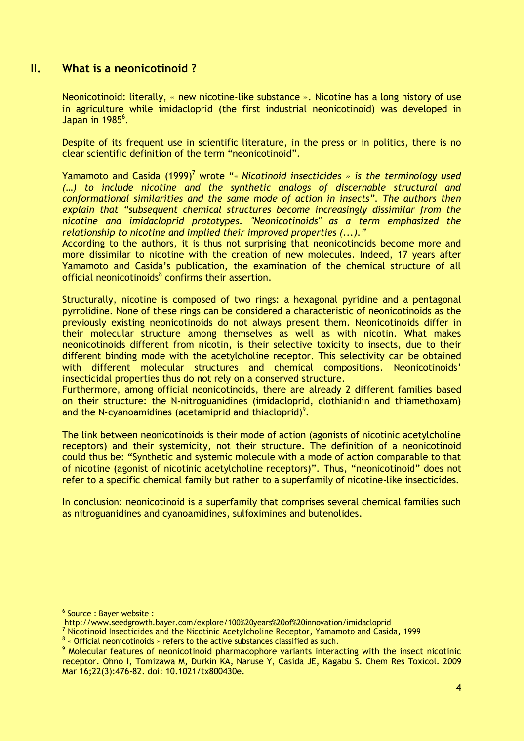## II. What is a neonicotinoid ?

Neonicotinoid: literally, « new nicotine-like substance ». Nicotine has a long history of use in agriculture while imidacloprid (the first industrial neonicotinoid) was developed in Japan in 1985[6].

Despite of its frequent use in scientific literature, in the press or in politics, there is no clear scientific definition of the term "neonicotinoid".

Yamamoto and Casida (1999)[7] wrote "*« Nicotinoid insecticides » is the terminology used (…) to include nicotine and the synthetic analogs of discernable structural and conformational similarities and the same mode of action in insects". The authors then explain that "subsequent chemical structures become increasingly dissimilar from the nicotine and imidacloprid prototypes. "Neonicotinoids" as a term emphasized the relationship to nicotine and implied their improved properties (...)."*
According to the authors, it is thus not surprising that neonicotinoids become more and more dissimilar to nicotine with the creation of new molecules. Indeed, 17 years after Yamamoto and Casida's publication, the examination of the chemical structure of all official neonicotinoids[8] confirms their assertion.

Structurally, nicotine is composed of two rings: a hexagonal pyridine and a pentagonal pyrrolidine. None of these rings can be considered a characteristic of neonicotinoids as the previously existing neonicotinoids do not always present them. Neonicotinoids differ in their molecular structure among themselves as well as with nicotin. What makes neonicotinoids different from nicotin, is their selective toxicity to insects, due to their different binding mode with the acetylcholine receptor. This selectivity can be obtained with different molecular structures and chemical compositions. Neonicotinoids' insecticidal properties thus do not rely on a conserved structure.
Furthermore, among official neonicotinoids, there are already 2 different families based on their structure: the N-nitroguanidines (imidacloprid, clothianidin and thiamethoxam) and the N-cyanoamidines (acetamiprid and thiacloprid)[9].

The link between neonicotinoids is their mode of action (agonists of nicotinic acetylcholine receptors) and their systemicity, not their structure. The definition of a neonicotinoid could thus be: "Synthetic and systemic molecule with a mode of action comparable to that of nicotine (agonist of nicotinic acetylcholine receptors)". Thus, "neonicotinoid" does not refer to a specific chemical family but rather to a superfamily of nicotine-like insecticides.

In conclusion: neonicotinoid is a superfamily that comprises several chemical families such as nitroguanidines and cyanoamidines, sulfoximines and butenolides.

---

[6] Source : Bayer website : http://www.seedgrowth.bayer.com/explore/100%20years%20of%20innovation/imidacloprid

[7] Nicotinoid Insecticides and the Nicotinic Acetylcholine Receptor, Yamamoto and Casida, 1999

[8] « Official neonicotinoids » refers to the active substances classified as such.

[9] Molecular features of neonicotinoid pharmacophore variants interacting with the insect nicotinic receptor. Ohno I, Tomizawa M, Durkin KA, Naruse Y, Casida JE, Kagabu S. Chem Res Toxicol. 2009 Mar 16;22(3):476-82. doi: 10.1021/tx800430e.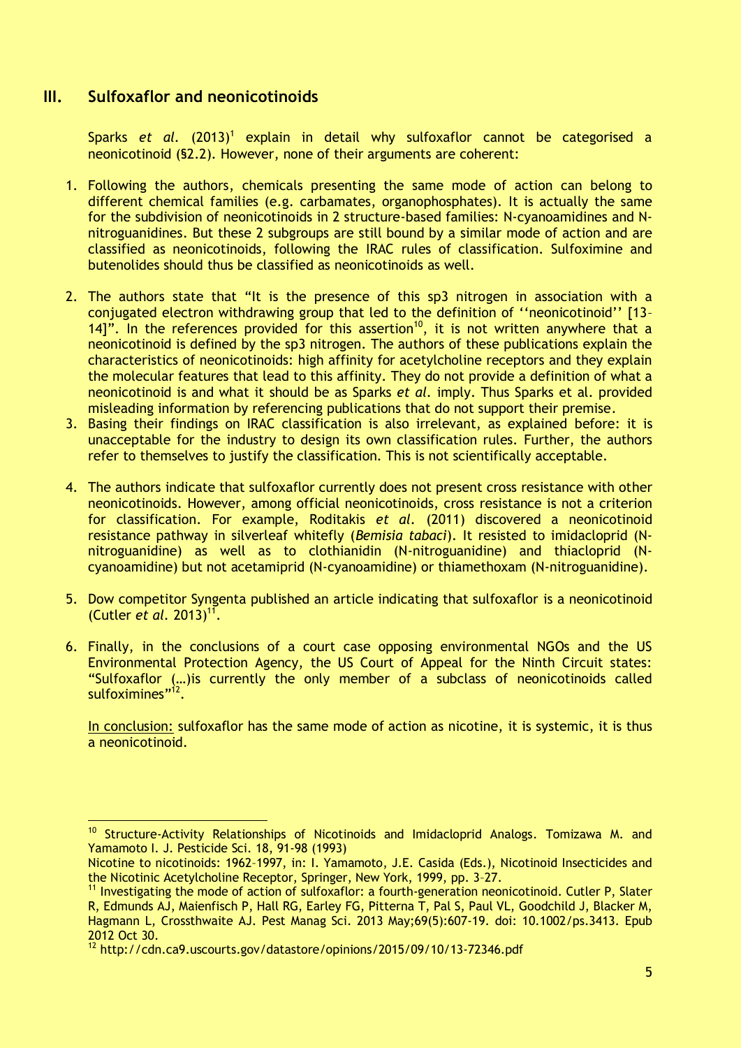## III. Sulfoxaflor and neonicotinoids

Sparks *et al.* (2013)[1] explain in detail why sulfoxaflor cannot be categorised a neonicotinoid (§2.2). However, none of their arguments are coherent:

1. Following the authors, chemicals presenting the same mode of action can belong to different chemical families (e.g. carbamates, organophosphates). It is actually the same for the subdivision of neonicotinoids in 2 structure-based families: N-cyanoamidines and N-nitroguanidines. But these 2 subgroups are still bound by a similar mode of action and are classified as neonicotinoids, following the IRAC rules of classification. Sulfoximine and butenolides should thus be classified as neonicotinoids as well.

2. The authors state that "It is the presence of this sp3 nitrogen in association with a conjugated electron withdrawing group that led to the definition of ''neonicotinoid'' [13–14]". In the references provided for this assertion[10], it is not written anywhere that a neonicotinoid is defined by the sp3 nitrogen. The authors of these publications explain the characteristics of neonicotinoids: high affinity for acetylcholine receptors and they explain the molecular features that lead to this affinity. They do not provide a definition of what a neonicotinoid is and what it should be as Sparks *et al.* imply. Thus Sparks et al. provided misleading information by referencing publications that do not support their premise.

3. Basing their findings on IRAC classification is also irrelevant, as explained before: it is unacceptable for the industry to design its own classification rules. Further, the authors refer to themselves to justify the classification. This is not scientifically acceptable.

4. The authors indicate that sulfoxaflor currently does not present cross resistance with other neonicotinoids. However, among official neonicotinoids, cross resistance is not a criterion for classification. For example, Roditakis *et al.* (2011) discovered a neonicotinoid resistance pathway in silverleaf whitefly (*Bemisia tabaci*). It resisted to imidacloprid (N-nitroguanidine) as well as to clothianidin (N-nitroguanidine) and thiacloprid (N-cyanoamidine) but not acetamiprid (N-cyanoamidine) or thiamethoxam (N-nitroguanidine).

5. Dow competitor Syngenta published an article indicating that sulfoxaflor is a neonicotinoid (Cutler *et al.* 2013)[11].

6. Finally, in the conclusions of a court case opposing environmental NGOs and the US Environmental Protection Agency, the US Court of Appeal for the Ninth Circuit states: "Sulfoxaflor (…)is currently the only member of a subclass of neonicotinoids called sulfoximines"[12].

<u>In conclusion:</u> sulfoxaflor has the same mode of action as nicotine, it is systemic, it is thus a neonicotinoid.

---

[10] Structure-Activity Relationships of Nicotinoids and Imidacloprid Analogs. Tomizawa M. and Yamamoto I. J. Pesticide Sci. 18, 91-98 (1993)
Nicotine to nicotinoids: 1962–1997, in: I. Yamamoto, J.E. Casida (Eds.), Nicotinoid Insecticides and the Nicotinic Acetylcholine Receptor, Springer, New York, 1999, pp. 3–27.

[11] Investigating the mode of action of sulfoxaflor: a fourth-generation neonicotinoid. Cutler P, Slater R, Edmunds AJ, Maienfisch P, Hall RG, Earley FG, Pitterna T, Pal S, Paul VL, Goodchild J, Blacker M, Hagmann L, Crossthwaite AJ. Pest Manag Sci. 2013 May;69(5):607-19. doi: 10.1002/ps.3413. Epub 2012 Oct 30.

[12] http://cdn.ca9.uscourts.gov/datastore/opinions/2015/09/10/13-72346.pdf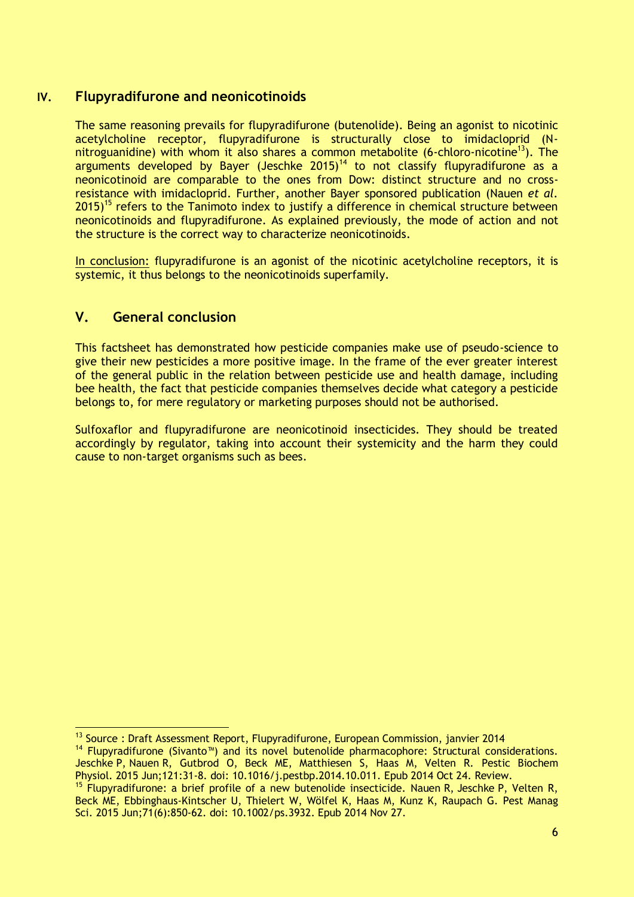## IV. Flupyradifurone and neonicotinoids

The same reasoning prevails for flupyradifurone (butenolide). Being an agonist to nicotinic acetylcholine receptor, flupyradifurone is structurally close to imidacloprid (N-nitroguanidine) with whom it also shares a common metabolite (6-chloro-nicotine[13]). The arguments developed by Bayer (Jeschke 2015)[14] to not classify flupyradifurone as a neonicotinoid are comparable to the ones from Dow: distinct structure and no cross-resistance with imidacloprid. Further, another Bayer sponsored publication (Nauen *et al.* 2015)[15] refers to the Tanimoto index to justify a difference in chemical structure between neonicotinoids and flupyradifurone. As explained previously, the mode of action and not the structure is the correct way to characterize neonicotinoids.

In conclusion: flupyradifurone is an agonist of the nicotinic acetylcholine receptors, it is systemic, it thus belongs to the neonicotinoids superfamily.

## V. General conclusion

This factsheet has demonstrated how pesticide companies make use of pseudo-science to give their new pesticides a more positive image. In the frame of the ever greater interest of the general public in the relation between pesticide use and health damage, including bee health, the fact that pesticide companies themselves decide what category a pesticide belongs to, for mere regulatory or marketing purposes should not be authorised.

Sulfoxaflor and flupyradifurone are neonicotinoid insecticides. They should be treated accordingly by regulator, taking into account their systemicity and the harm they could cause to non-target organisms such as bees.

---

[13] Source : Draft Assessment Report, Flupyradifurone, European Commission, janvier 2014

[14] Flupyradifurone (Sivanto™) and its novel butenolide pharmacophore: Structural considerations. Jeschke P, Nauen R, Gutbrod O, Beck ME, Matthiesen S, Haas M, Velten R. Pestic Biochem Physiol. 2015 Jun;121:31-8. doi: 10.1016/j.pestbp.2014.10.011. Epub 2014 Oct 24. Review.

[15] Flupyradifurone: a brief profile of a new butenolide insecticide. Nauen R, Jeschke P, Velten R, Beck ME, Ebbinghaus-Kintscher U, Thielert W, Wölfel K, Haas M, Kunz K, Raupach G. Pest Manag Sci. 2015 Jun;71(6):850-62. doi: 10.1002/ps.3932. Epub 2014 Nov 27.